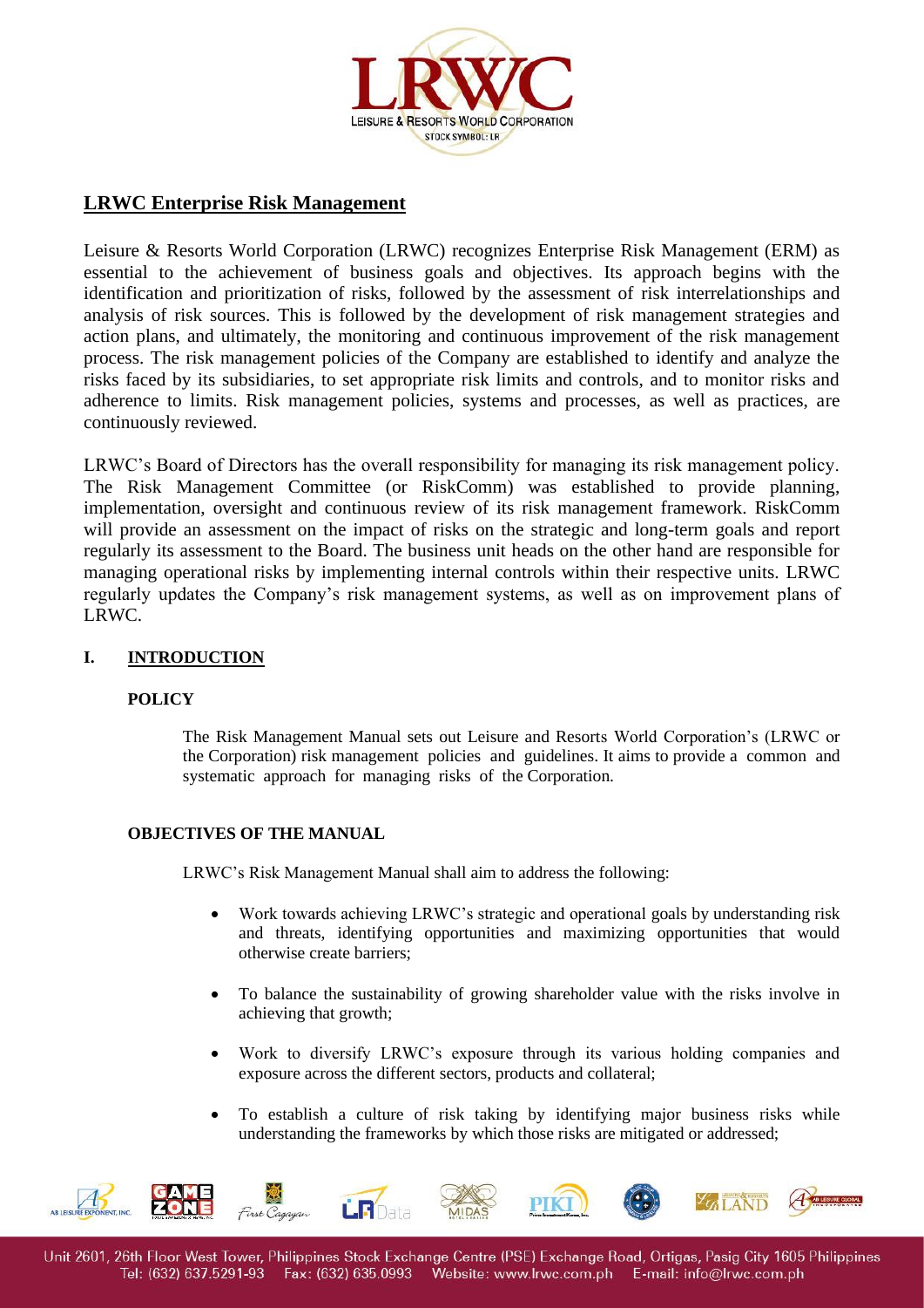## LRWC Enterprise Risk Management

Leisure & Resorts World Corporation (LRWC) recognizes Enterprise Risk Management (ERM) as essential to the achievement of business goals and objectives. Its approach begins with the identification and prioritization of risks, followed by the assessment of risk interrelationships and analysis of risk sources. This is followed by the development of risk management strategies and action plans, and ultimately, the monitoring and continuous improvement of the risk management process. The risk management policies of the Company are established to identify and analyze the risks faced by its subsidiaries, to set appropriate risk limits and controls, and to monitor risks and adherence to limits. Risk management policies, systems and processes, as well as practices, are continuously reviewed.

LRWC's Board of Directors has the overall responsibility for managing its risk management policy. The Risk Management Committee (or RiskComm) was established to provide planning, implementation, oversight and continuous review of its risk management framework. RiskComm will provide an assessment on the impact of risks on the strategic and long-term goals and report regularly its assessment to the Board. The business unit heads on the other hand are responsible for managing operational risks by implementing internal controls within their respective units. LRWC regularly updates the Company's risk management systems, as well as on improvement plans of LRWC.

### I. INTRODUCTION

#### POLICY

The Risk Management Manual sets out Leisure and Resorts World Corporation's (LRWC or the Corporation) risk management policies and guidelines. It aims to provide a common and systematic approach for managing risks of the Corporation.

#### OBJECTIVES OF THE MANUAL

LRWC's Risk Management Manual shall aim to address the following:

- Work towards achieving LRWC's strategic and operational goals by understanding risk and threats, identifying opportunities and maximizing opportunities that would otherwise create barriers;
- To balance the sustainability of growing shareholder value with the risks involve in achieving that growth;
- Work to diversify LRWC's exposure through its various holding companies and exposure across the different sectors, products and collateral;
- To establish a culture of risk taking by identifying major business risks while understanding the frameworks by which those risks are mitigated or addressed;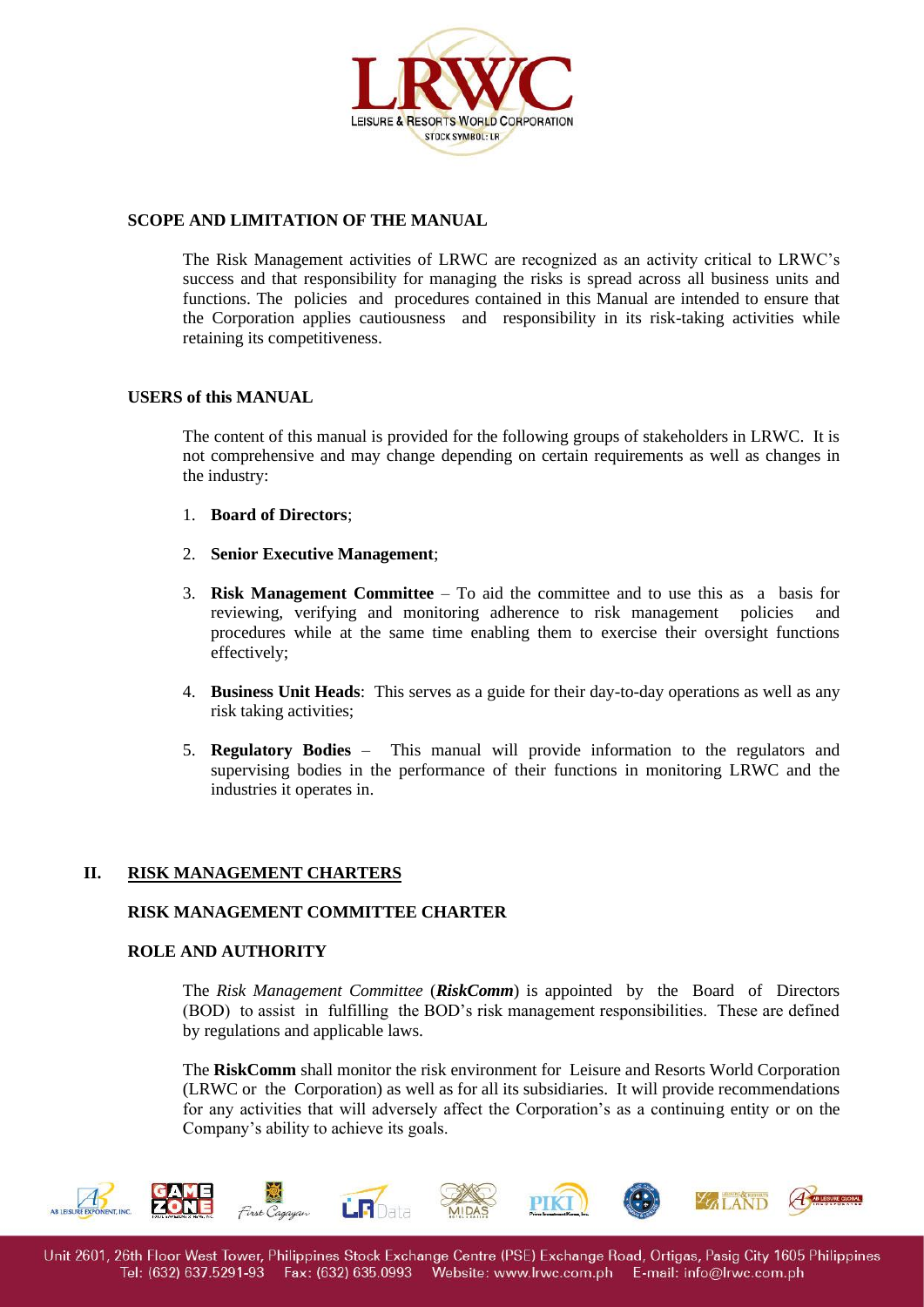### SCOPE AND LIMITATION OF THE MANUAL

The Risk Management activities of LRWC are recognized as an activity critical to LRWC's success and that responsibility for managing the risks is spread across all business units and functions. The policies and procedures contained in this Manual are intended to ensure that the Corporation applies cautiousness and responsibility in its risk-taking activities while retaining its competitiveness.

### USERS of this MANUAL

The content of this manual is provided for the following groups of stakeholders in LRWC. It is not comprehensive and may change depending on certain requirements as well as changes in the industry:

1. **Board of Directors**;
2. **Senior Executive Management**;
3. **Risk Management Committee** – To aid the committee and to use this as a basis for reviewing, verifying and monitoring adherence to risk management policies and procedures while at the same time enabling them to exercise their oversight functions effectively;
4. **Business Unit Heads**: This serves as a guide for their day-to-day operations as well as any risk taking activities;
5. **Regulatory Bodies** – This manual will provide information to the regulators and supervising bodies in the performance of their functions in monitoring LRWC and the industries it operates in.

## II. RISK MANAGEMENT CHARTERS

### RISK MANAGEMENT COMMITTEE CHARTER

### ROLE AND AUTHORITY

The *Risk Management Committee* (***RiskComm***) is appointed by the Board of Directors (BOD) to assist in fulfilling the BOD's risk management responsibilities. These are defined by regulations and applicable laws.

The **RiskComm** shall monitor the risk environment for Leisure and Resorts World Corporation (LRWC or the Corporation) as well as for all its subsidiaries. It will provide recommendations for any activities that will adversely affect the Corporation's as a continuing entity or on the Company's ability to achieve its goals.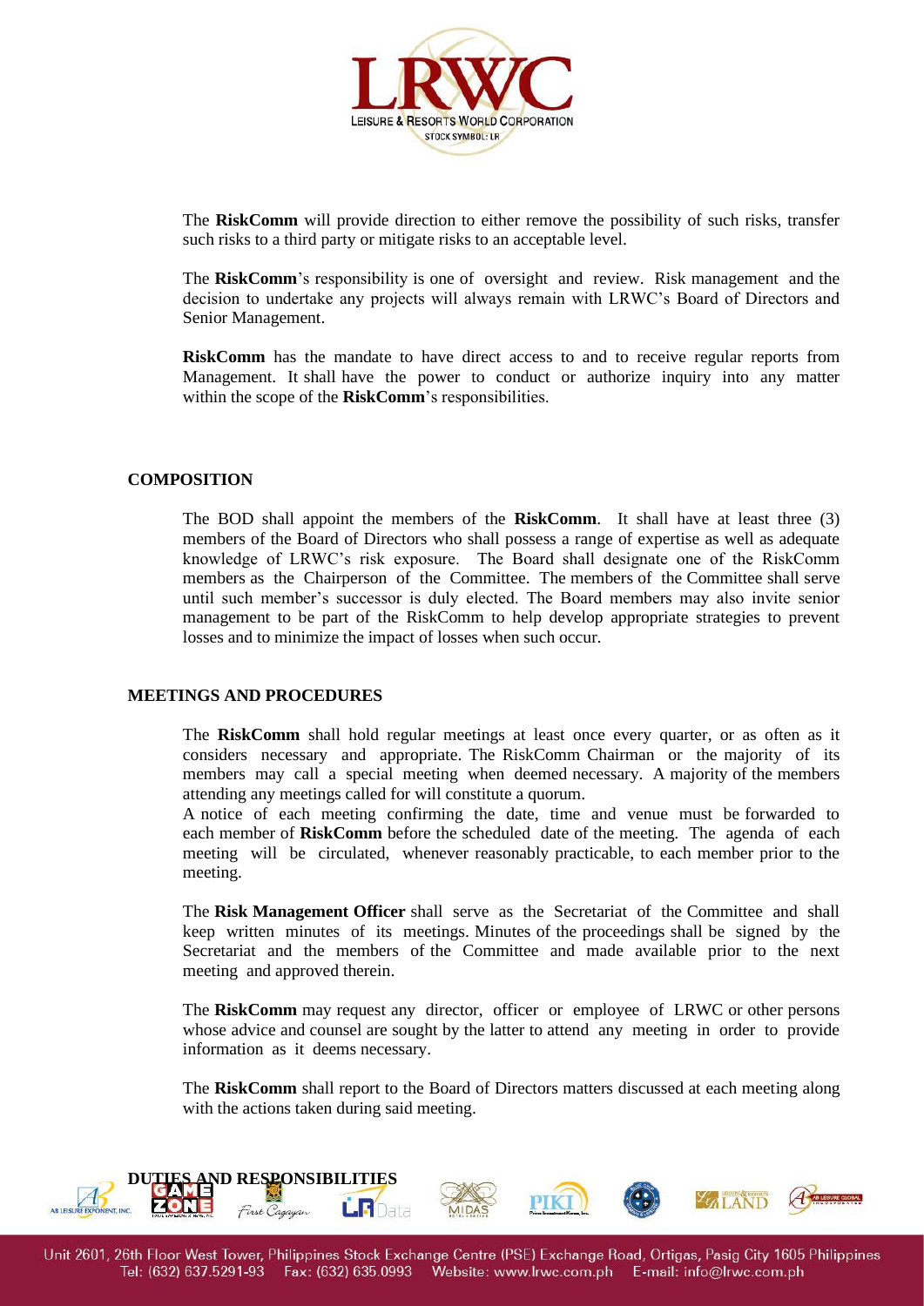The **RiskComm** will provide direction to either remove the possibility of such risks, transfer such risks to a third party or mitigate risks to an acceptable level.

The **RiskComm**'s responsibility is one of oversight and review. Risk management and the decision to undertake any projects will always remain with LRWC's Board of Directors and Senior Management.

**RiskComm** has the mandate to have direct access to and to receive regular reports from Management. It shall have the power to conduct or authorize inquiry into any matter within the scope of the **RiskComm**'s responsibilities.

## COMPOSITION

The BOD shall appoint the members of the **RiskComm**. It shall have at least three (3) members of the Board of Directors who shall possess a range of expertise as well as adequate knowledge of LRWC's risk exposure. The Board shall designate one of the RiskComm members as the Chairperson of the Committee. The members of the Committee shall serve until such member's successor is duly elected. The Board members may also invite senior management to be part of the RiskComm to help develop appropriate strategies to prevent losses and to minimize the impact of losses when such occur.

## MEETINGS AND PROCEDURES

The **RiskComm** shall hold regular meetings at least once every quarter, or as often as it considers necessary and appropriate. The RiskComm Chairman or the majority of its members may call a special meeting when deemed necessary. A majority of the members attending any meetings called for will constitute a quorum.

A notice of each meeting confirming the date, time and venue must be forwarded to each member of **RiskComm** before the scheduled date of the meeting. The agenda of each meeting will be circulated, whenever reasonably practicable, to each member prior to the meeting.

The **Risk Management Officer** shall serve as the Secretariat of the Committee and shall keep written minutes of its meetings. Minutes of the proceedings shall be signed by the Secretariat and the members of the Committee and made available prior to the next meeting and approved therein.

The **RiskComm** may request any director, officer or employee of LRWC or other persons whose advice and counsel are sought by the latter to attend any meeting in order to provide information as it deems necessary.

The **RiskComm** shall report to the Board of Directors matters discussed at each meeting along with the actions taken during said meeting.

## DUTIES AND RESPONSIBILITIES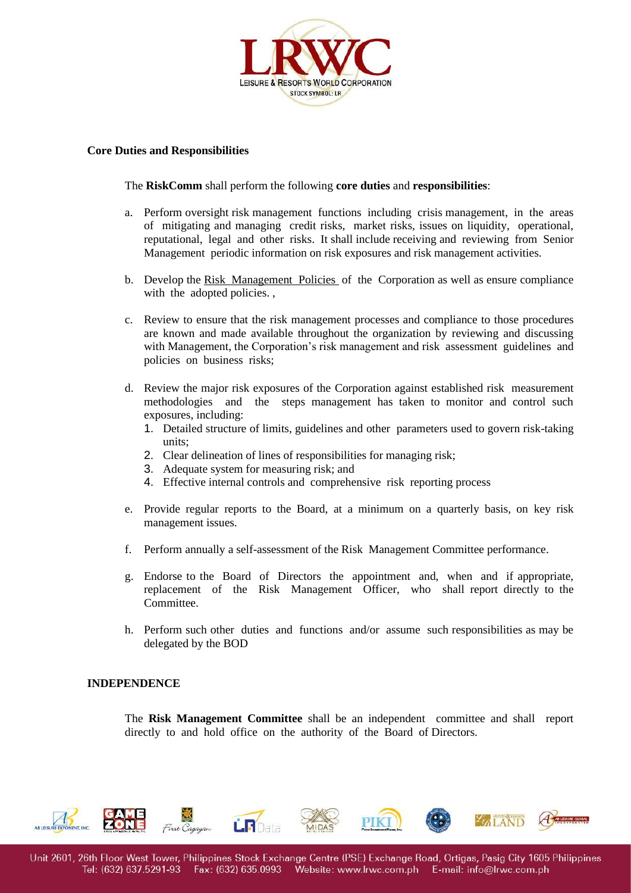**Core Duties and Responsibilities**

The **RiskComm** shall perform the following **core duties** and **responsibilities**:

a. Perform oversight risk management functions including crisis management, in the areas of mitigating and managing credit risks, market risks, issues on liquidity, operational, reputational, legal and other risks. It shall include receiving and reviewing from Senior Management periodic information on risk exposures and risk management activities.

b. Develop the Risk Management Policies of the Corporation as well as ensure compliance with the adopted policies. ,

c. Review to ensure that the risk management processes and compliance to those procedures are known and made available throughout the organization by reviewing and discussing with Management, the Corporation's risk management and risk assessment guidelines and policies on business risks;

d. Review the major risk exposures of the Corporation against established risk measurement methodologies and the steps management has taken to monitor and control such exposures, including:
   1. Detailed structure of limits, guidelines and other parameters used to govern risk-taking units;
   2. Clear delineation of lines of responsibilities for managing risk;
   3. Adequate system for measuring risk; and
   4. Effective internal controls and comprehensive risk reporting process

e. Provide regular reports to the Board, at a minimum on a quarterly basis, on key risk management issues.

f. Perform annually a self-assessment of the Risk Management Committee performance.

g. Endorse to the Board of Directors the appointment and, when and if appropriate, replacement of the Risk Management Officer, who shall report directly to the Committee.

h. Perform such other duties and functions and/or assume such responsibilities as may be delegated by the BOD

**INDEPENDENCE**

The **Risk Management Committee** shall be an independent committee and shall report directly to and hold office on the authority of the Board of Directors.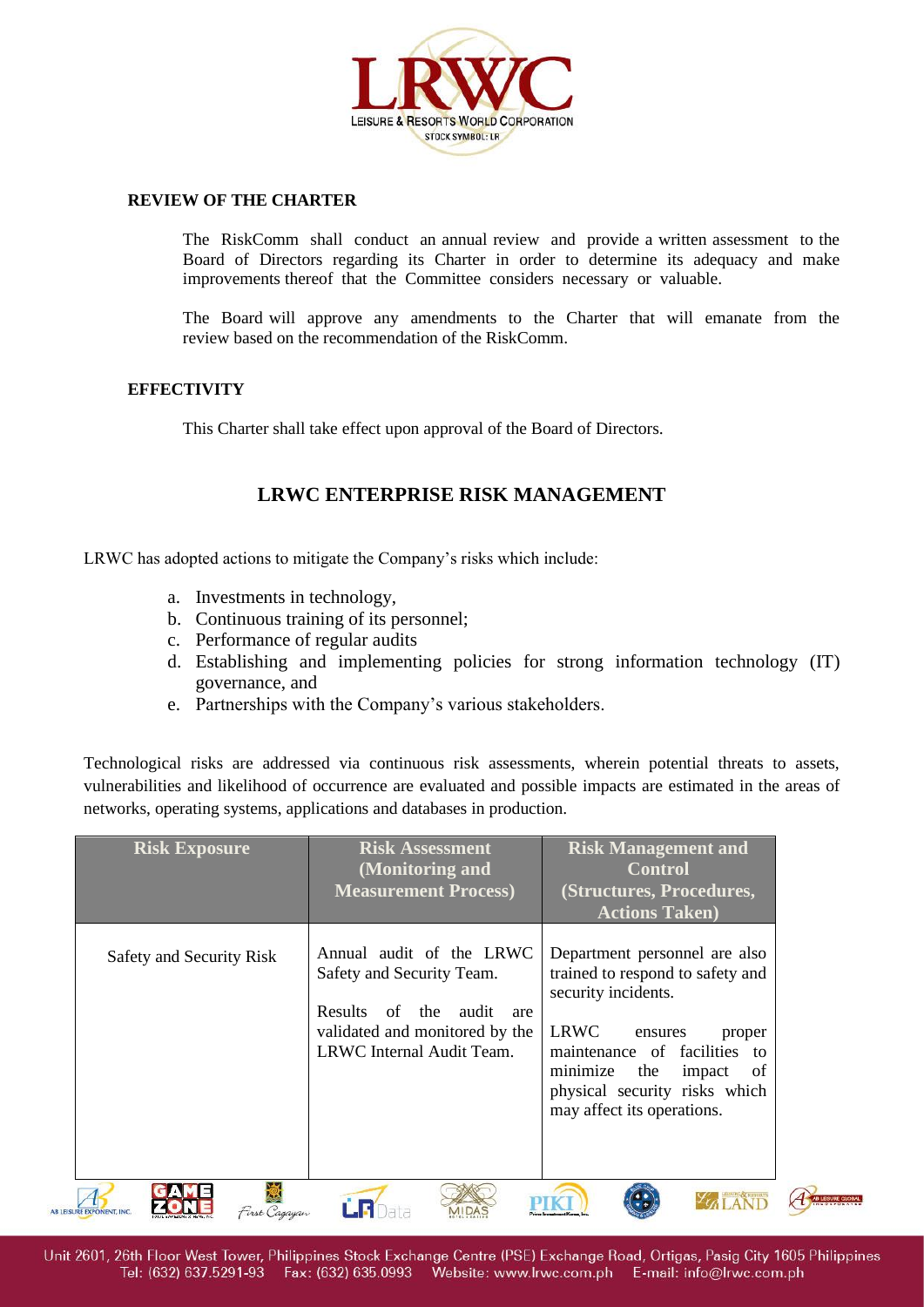### REVIEW OF THE CHARTER

The RiskComm shall conduct an annual review and provide a written assessment to the Board of Directors regarding its Charter in order to determine its adequacy and make improvements thereof that the Committee considers necessary or valuable.

The Board will approve any amendments to the Charter that will emanate from the review based on the recommendation of the RiskComm.

### EFFECTIVITY

This Charter shall take effect upon approval of the Board of Directors.

## LRWC ENTERPRISE RISK MANAGEMENT

LRWC has adopted actions to mitigate the Company's risks which include:

a. Investments in technology,
b. Continuous training of its personnel;
c. Performance of regular audits
d. Establishing and implementing policies for strong information technology (IT) governance, and
e. Partnerships with the Company's various stakeholders.

Technological risks are addressed via continuous risk assessments, wherein potential threats to assets, vulnerabilities and likelihood of occurrence are evaluated and possible impacts are estimated in the areas of networks, operating systems, applications and databases in production.

| Risk Exposure | Risk Assessment (Monitoring and Measurement Process) | Risk Management and Control (Structures, Procedures, Actions Taken) |
|---|---|---|
| Safety and Security Risk | Annual audit of the LRWC Safety and Security Team.<br><br>Results of the audit are validated and monitored by the LRWC Internal Audit Team. | Department personnel are also trained to respond to safety and security incidents.<br><br>LRWC ensures proper maintenance of facilities to minimize the impact of physical security risks which may affect its operations. |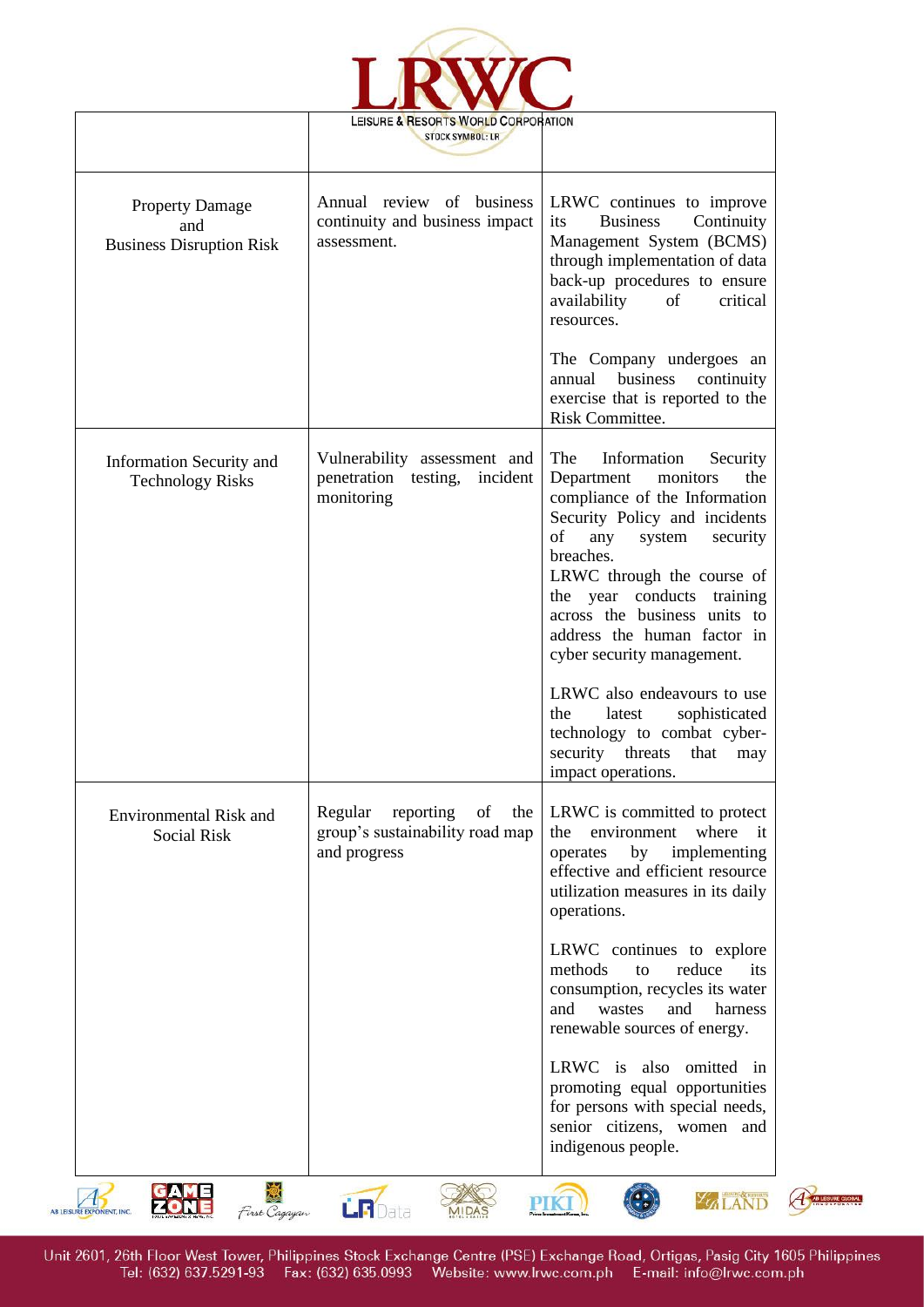| | | |
|---|---|---|
| Property Damage and Business Disruption Risk | Annual review of business continuity and business impact assessment. | LRWC continues to improve its Business Continuity Management System (BCMS) through implementation of data back-up procedures to ensure availability of critical resources.<br><br>The Company undergoes an annual business continuity exercise that is reported to the Risk Committee. |
| Information Security and Technology Risks | Vulnerability assessment and penetration testing, incident monitoring | The Information Security Department monitors the compliance of the Information Security Policy and incidents of any system security breaches.<br>LRWC through the course of the year conducts training across the business units to address the human factor in cyber security management.<br><br>LRWC also endeavours to use the latest sophisticated technology to combat cyber-security threats that may impact operations. |
| Environmental Risk and Social Risk | Regular reporting of the group's sustainability road map and progress | LRWC is committed to protect the environment where it operates by implementing effective and efficient resource utilization measures in its daily operations.<br><br>LRWC continues to explore methods to reduce its consumption, recycles its water and wastes and harness renewable sources of energy.<br><br>LRWC is also omitted in promoting equal opportunities for persons with special needs, senior citizens, women and indigenous people. |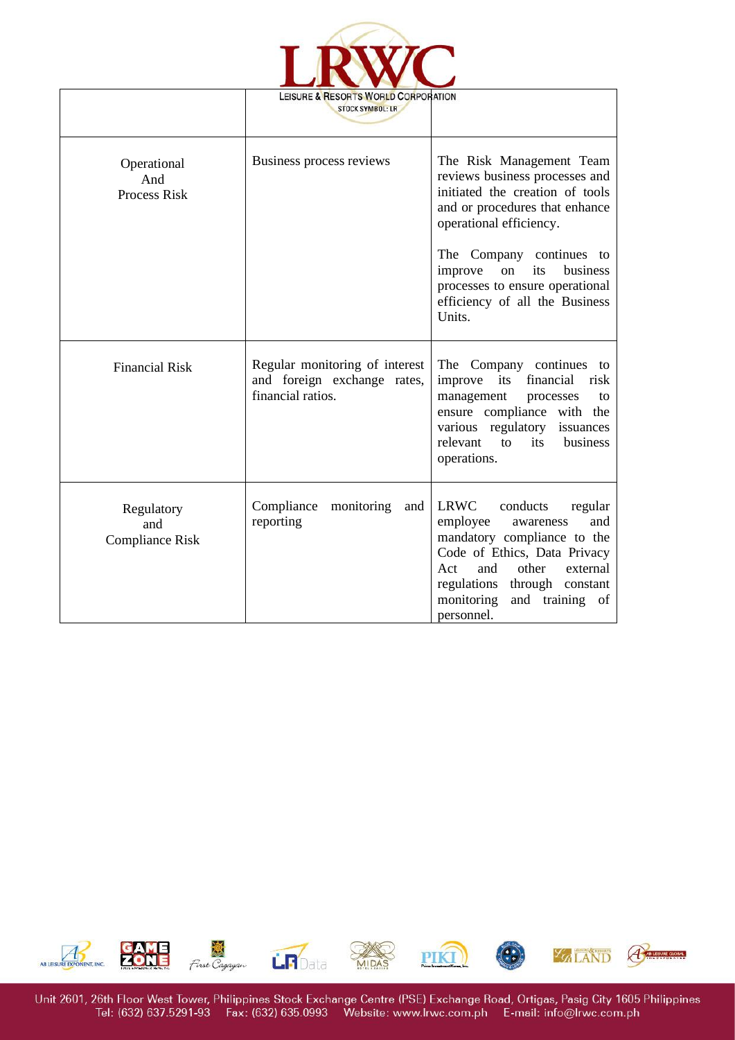| | | |
|---|---|---|
| Operational And Process Risk | Business process reviews | The Risk Management Team reviews business processes and initiated the creation of tools and or procedures that enhance operational efficiency.<br><br>The Company continues to improve on its business processes to ensure operational efficiency of all the Business Units. |
| Financial Risk | Regular monitoring of interest and foreign exchange rates, financial ratios. | The Company continues to improve its financial risk management processes to ensure compliance with the various regulatory issuances relevant to its business operations. |
| Regulatory and Compliance Risk | Compliance monitoring and reporting | LRWC conducts regular employee awareness and mandatory compliance to the Code of Ethics, Data Privacy Act and other external regulations through constant monitoring and training of personnel. |